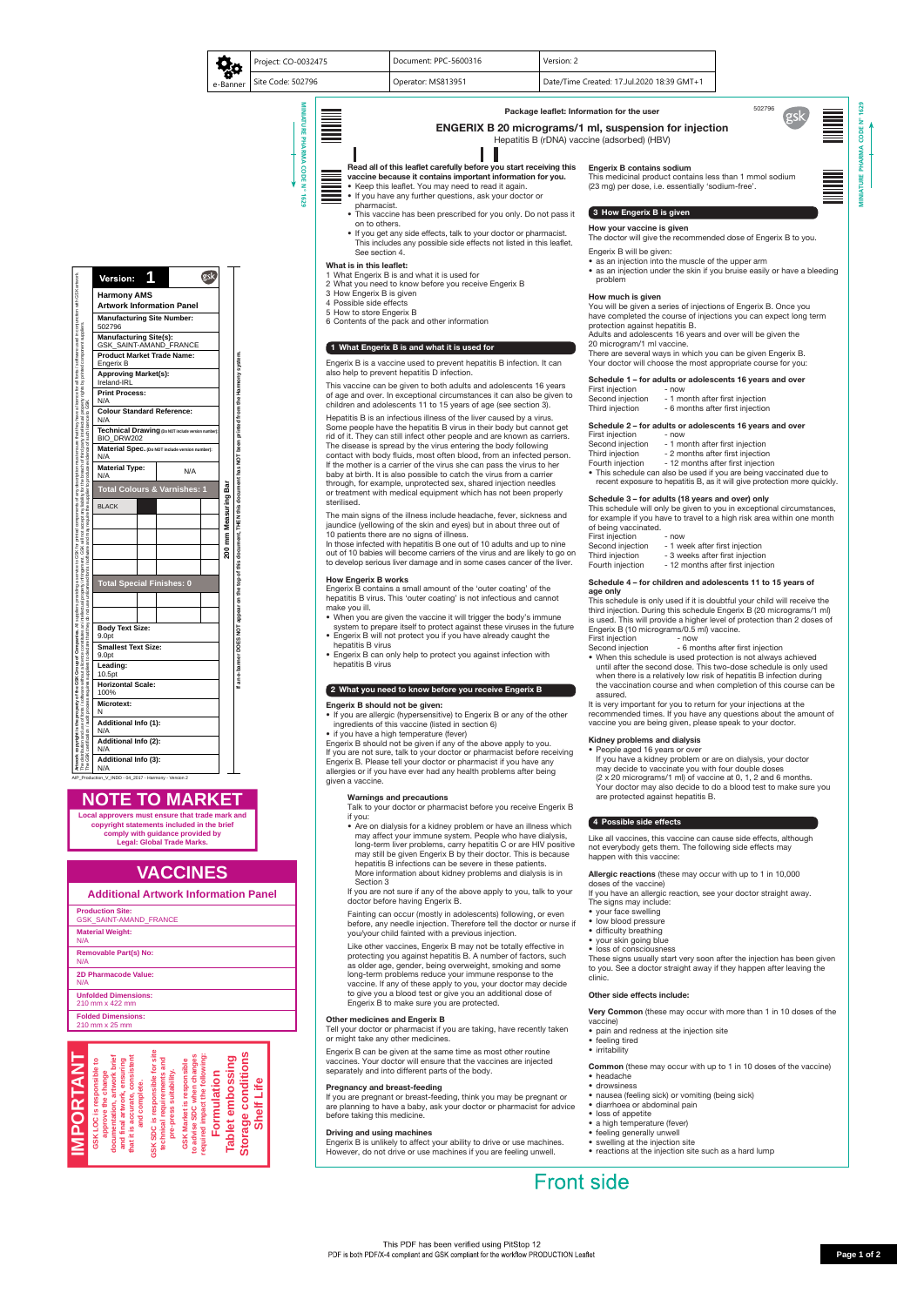| e-Banner | Project: CO-0032475 | Document: PPC-5600316 | Version: 2 |
| --- | --- | --- | --- |
| | Site Code: 502796 | Operator: MS813951 | Date/Time Created: 17.Jul.2020 18:39 GMT+1 |

# Package leaflet: Information for the user

502796

## ENGERIX B 20 micrograms/1 ml, suspension for injection

Hepatitis B (rDNA) vaccine (adsorbed) (HBV)

**Read all of this leaflet carefully before you start receiving this vaccine because it contains important information for you.**

- Keep this leaflet. You may need to read it again.
- If you have any further questions, ask your doctor or pharmacist.
- This vaccine has been prescribed for you only. Do not pass it on to others.
- If you get any side effects, talk to your doctor or pharmacist. This includes any possible side effects not listed in this leaflet. See section 4.

**What is in this leaflet:**

1 What Engerix B is and what it is used for
2 What you need to know before you receive Engerix B
3 How Engerix B is given
4 Possible side effects
5 How to store Engerix B
6 Contents of the pack and other information

## 1 What Engerix B is and what it is used for

Engerix B is a vaccine used to prevent hepatitis B infection. It can also help to prevent hepatitis D infection.

This vaccine can be given to both adults and adolescents 16 years of age and over. In exceptional circumstances it can also be given to children and adolescents 11 to 15 years of age (see section 3).

Hepatitis B is an infectious illness of the liver caused by a virus. Some people have the hepatitis B virus in their body but cannot get rid of it. They can still infect other people and are known as carriers. The disease is spread by the virus entering the body following contact with body fluids, most often blood, from an infected person. If the mother is a carrier of the virus she can pass the virus to her baby at birth. It is also possible to catch the virus from a carrier through, for example, unprotected sex, shared injection needles or treatment with medical equipment which has not been properly sterilised.

The main signs of the illness include headache, fever, sickness and jaundice (yellowing of the skin and eyes) but in about three out of 10 patients there are no signs of illness.
In those infected with hepatitis B one out of 10 adults and up to nine out of 10 babies will become carriers of the virus and are likely to go on to develop serious liver damage and in some cases cancer of the liver.

**How Engerix B works**

Engerix B contains a small amount of the 'outer coating' of the hepatitis B virus. This 'outer coating' is not infectious and cannot make you ill.

- When you are given the vaccine it will trigger the body's immune system to prepare itself to protect against these viruses in the future
- Engerix B will not protect you if you have already caught the hepatitis B virus
- Engerix B can only help to protect you against infection with hepatitis B virus

## 2 What you need to know before you receive Engerix B

**Engerix B should not be given:**

- If you are allergic (hypersensitive) to Engerix B or any of the other ingredients of this vaccine (listed in section 6)
- if you have a high temperature (fever)

Engerix B should not be given if any of the above apply to you.
If you are not sure, talk to your doctor or pharmacist before receiving Engerix B. Please tell your doctor or pharmacist if you have any allergies or if you have ever had any health problems after being given a vaccine.

**Warnings and precautions**

Talk to your doctor or pharmacist before you receive Engerix B if you:

- Are on dialysis for a kidney problem or have an illness which may affect your immune system. People who have dialysis, long-term liver problems, carry hepatitis C or are HIV positive may still be given Engerix B by their doctor. This is because hepatitis B infections can be severe in these patients.
  More information about kidney problems and dialysis is in Section 3

If you are not sure if any of the above apply to you, talk to your doctor before having Engerix B.

Fainting can occur (mostly in adolescents) following, or even before, any needle injection. Therefore tell the doctor or nurse if you/your child fainted with a previous injection.

Like other vaccines, Engerix B may not be totally effective in protecting you against hepatitis B. A number of factors, such as older age, gender, being overweight, smoking and some long-term problems reduce your immune response to the vaccine. If any of these apply to you, your doctor may decide to give you a blood test or give you an additional dose of Engerix B to make sure you are protected.

**Other medicines and Engerix B**

Tell your doctor or pharmacist if you are taking, have recently taken or might take any other medicines.

Engerix B can be given at the same time as most other routine vaccines. Your doctor will ensure that the vaccines are injected separately and into different parts of the body.

**Pregnancy and breast-feeding**

If you are pregnant or breast-feeding, think you may be pregnant or are planning to have a baby, ask your doctor or pharmacist for advice before taking this medicine.

**Driving and using machines**

Engerix B is unlikely to affect your ability to drive or use machines. However, do not drive or use machines if you are feeling unwell.

**Engerix B contains sodium**

This medicinal product contains less than 1 mmol sodium (23 mg) per dose, i.e. essentially 'sodium-free'.

## 3 How Engerix B is given

**How your vaccine is given**

The doctor will give the recommended dose of Engerix B to you.

Engerix B will be given:

- as an injection into the muscle of the upper arm
- as an injection under the skin if you bruise easily or have a bleeding problem

**How much is given**

You will be given a series of injections of Engerix B. Once you have completed the course of injections you can expect long term protection against hepatitis B.
Adults and adolescents 16 years and over will be given the 20 microgram/1 ml vaccine.
There are several ways in which you can be given Engerix B. Your doctor will choose the most appropriate course for you:

**Schedule 1 – for adults or adolescents 16 years and over**

| | |
| --- | --- |
| First injection | - now |
| Second injection | - 1 month after first injection |
| Third injection | - 6 months after first injection |

**Schedule 2 – for adults or adolescents 16 years and over**

| | |
| --- | --- |
| First injection | - now |
| Second injection | - 1 month after first injection |
| Third injection | - 2 months after first injection |
| Fourth injection | - 12 months after first injection |

- This schedule can also be used if you are being vaccinated due to recent exposure to hepatitis B, as it will give protection more quickly.

**Schedule 3 – for adults (18 years and over) only**

This schedule will only be given to you in exceptional circumstances, for example if you have to travel to a high risk area within one month of being vaccinated.

| | |
| --- | --- |
| First injection | - now |
| Second injection | - 1 week after first injection |
| Third injection | - 3 weeks after first injection |
| Fourth injection | - 12 months after first injection |

**Schedule 4 – for children and adolescents 11 to 15 years of age only**

This schedule is only used if it is doubtful your child will receive the third injection. During this schedule Engerix B (20 micrograms/1 ml) is used. This will provide a higher level of protection than 2 doses of Engerix B (10 micrograms/0.5 ml) vaccine.

| | |
| --- | --- |
| First injection | - now |
| Second injection | - 6 months after first injection |

- When this schedule is used protection is not always achieved until after the second dose. This two-dose schedule is only used when there is a relatively low risk of hepatitis B infection during the vaccination course and when completion of this course can be assured.

It is very important for you to return for your injections at the recommended times. If you have any questions about the amount of vaccine you are being given, please speak to your doctor.

**Kidney problems and dialysis**

- People aged 16 years or over
  If you have a kidney problem or are on dialysis, your doctor may decide to vaccinate you with four double doses (2 x 20 micrograms/1 ml) of vaccine at 0, 1, 2 and 6 months. Your doctor may also decide to do a blood test to make sure you are protected against hepatitis B.

## 4 Possible side effects

Like all vaccines, this vaccine can cause side effects, although not everybody gets them. The following side effects may happen with this vaccine:

**Allergic reactions** (these may occur with up to 1 in 10,000 doses of the vaccine)
If you have an allergic reaction, see your doctor straight away.
The signs may include:

- your face swelling
- low blood pressure
- difficulty breathing
- your skin going blue
- loss of consciousness

These signs usually start very soon after the injection has been given to you. See a doctor straight away if they happen after leaving the clinic.

**Other side effects include:**

**Very Common** (these may occur with more than 1 in 10 doses of the vaccine)

- pain and redness at the injection site
- feeling tired
- irritability

**Common** (these may occur with up to 1 in 10 doses of the vaccine)

- headache
- drowsiness
- nausea (feeling sick) or vomiting (being sick)
- diarrhoea or abdominal pain
- loss of appetite
- a high temperature (fever)
- feeling generally unwell
- swelling at the injection site
- reactions at the injection site such as a hard lump

Front side

---

| Version: 1 | |
| --- | --- |
| Harmony AMS Artwork Information Panel | |
| Manufacturing Site Number: | 502796 |
| Manufacturing Site(s): | GSK_SAINT-AMAND_FRANCE |
| Product Market Trade Name: | Engerix B |
| Approving Market(s): | Ireland-IRL |
| Print Process: | N/A |
| Colour Standard Reference: | N/A |
| Technical Drawing (Do NOT include version number): | BIO_DRW202 |
| Material Spec. (Do NOT include version number): | N/A |
| Material Type: | N/A |
| Total Colours & Varnishes: 1 | BLACK |
| Total Special Finishes: 0 | |
| Body Text Size: | 9.0pt |
| Smallest Text Size: | 9.0pt |
| Leading: | 10.5pt |
| Horizontal Scale: | 100% |
| Microtext: | N |
| Additional Info (1): | N/A |
| Additional Info (2): | N/A |
| Additional Info (3): | N/A |

200 mm Measuring Bar

If an e-banner DOES NOT appear on the top of this document, THEN this document has NOT been printed from the Harmony system.

AIP_Production_V_INDD - 04_2017 - Harmony - Version 2

**NOTE TO MARKET**

Local approvers must ensure that trade mark and copyright statements included in the brief comply with guidance provided by Legal: Global Trade Marks.

**VACCINES**

**Additional Artwork Information Panel**

| | |
| --- | --- |
| Production Site: | GSK_SAINT-AMAND_FRANCE |
| Material Weight: | N/A |
| Removable Part(s) No: | N/A |
| 2D Pharmacode Value: | N/A |
| Unfolded Dimensions: | 210 mm x 422 mm |
| Folded Dimensions: | 210 mm x 25 mm |

**IMPORTANT**

GSK LOC is responsible to approve the change documentation, artwork brief and final artwork, ensuring that it is accurate, consistent and complete.

GSK SDC is responsible for site technical requirements and pre-press suitability.

GSK Market is responsible to advise SDC when changes required impact the following: Formulation, Tablet embossing, Storage conditions, Shelf Life

MINIATURE PHARMA CODE N° 1629

This PDF has been verified using PitStop 12
PDF is both PDF/X-4 compliant and GSK compliant for the workflow PRODUCTION Leaflet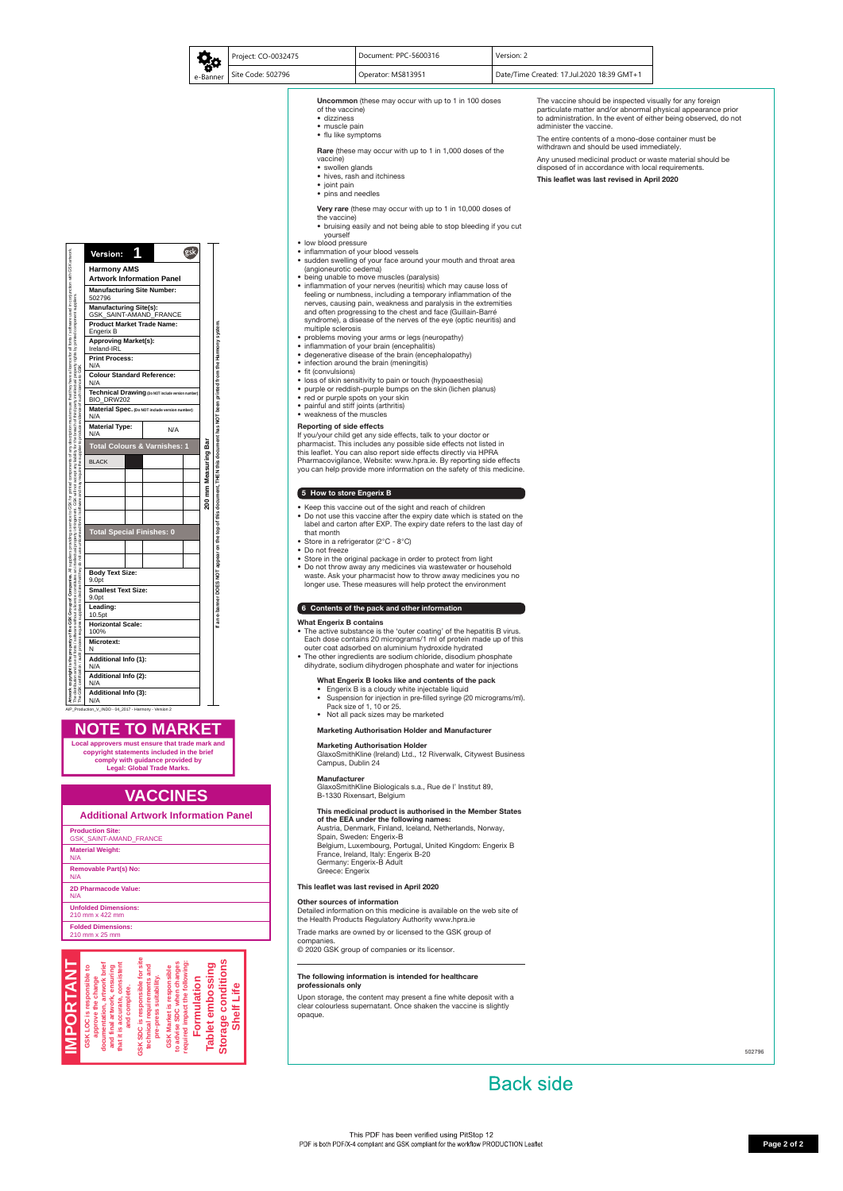| | Project: CO-0032475 | Document: PPC-5600316 | Version: 2 |
|---|---|---|---|
| e-Banner | Site Code: 502796 | Operator: MS813951 | Date/Time Created: 17.Jul.2020 18:39 GMT+1 |

**Uncommon** (these may occur with up to 1 in 100 doses of the vaccine)

- dizziness
- muscle pain
- flu like symptoms

**Rare** (these may occur with up to 1 in 1,000 doses of the vaccine)

- swollen glands
- hives, rash and itchiness
- joint pain
- pins and needles

**Very rare** (these may occur with up to 1 in 10,000 doses of the vaccine)

- bruising easily and not being able to stop bleeding if you cut yourself
- low blood pressure
- inflammation of your blood vessels
- sudden swelling of your face around your mouth and throat area (angioneurotic oedema)
- being unable to move muscles (paralysis)
- inflammation of your nerves (neuritis) which may cause loss of feeling or numbness, including a temporary inflammation of the nerves, causing pain, weakness and paralysis in the extremities and often progressing to the chest and face (Guillain-Barré syndrome), a disease of the nerves of the eye (optic neuritis) and multiple sclerosis
- problems moving your arms or legs (neuropathy)
- inflammation of your brain (encephalitis)
- degenerative disease of the brain (encephalopathy)
- infection around the brain (meningitis)
- fit (convulsions)
- loss of skin sensitivity to pain or touch (hypoaesthesia)
- purple or reddish-purple bumps on the skin (lichen planus)
- red or purple spots on your skin
- painful and stiff joints (arthritis)
- weakness of the muscles

**Reporting of side effects**

If you/your child get any side effects, talk to your doctor or pharmacist. This includes any possible side effects not listed in this leaflet. You can also report side effects directly via HPRA Pharmacovigilance, Website: www.hpra.ie. By reporting side effects you can help provide more information on the safety of this medicine.

## 5 How to store Engerix B

- Keep this vaccine out of the sight and reach of children
- Do not use this vaccine after the expiry date which is stated on the label and carton after EXP. The expiry date refers to the last day of that month
- Store in a refrigerator (2°C - 8°C)
- Do not freeze
- Store in the original package in order to protect from light
- Do not throw away any medicines via wastewater or household waste. Ask your pharmacist how to throw away medicines you no longer use. These measures will help protect the environment

## 6 Contents of the pack and other information

**What Engerix B contains**

- The active substance is the 'outer coating' of the hepatitis B virus. Each dose contains 20 micrograms/1 ml of protein made up of this outer coat adsorbed on aluminium hydroxide hydrated
- The other ingredients are sodium chloride, disodium phosphate dihydrate, sodium dihydrogen phosphate and water for injections

**What Engerix B looks like and contents of the pack**

- Engerix B is a cloudy white injectable liquid
- Suspension for injection in pre-filled syringe (20 micrograms/ml). Pack size of 1, 10 or 25.
- Not all pack sizes may be marketed

**Marketing Authorisation Holder and Manufacturer**

**Marketing Authorisation Holder**
GlaxoSmithKline (Ireland) Ltd., 12 Riverwalk, Citywest Business Campus, Dublin 24

**Manufacturer**
GlaxoSmithKline Biologicals s.a., Rue de l' Institut 89, B-1330 Rixensart, Belgium

**This medicinal product is authorised in the Member States of the EEA under the following names:**
Austria, Denmark, Finland, Iceland, Netherlands, Norway, Spain, Sweden: Engerix-B
Belgium, Luxembourg, Portugal, United Kingdom: Engerix B
France, Ireland, Italy: Engerix B-20
Germany: Engerix-B Adult
Greece: Engerix

**This leaflet was last revised in April 2020**

**Other sources of information**
Detailed information on this medicine is available on the web site of the Health Products Regulatory Authority www.hpra.ie

Trade marks are owned by or licensed to the GSK group of companies.
© 2020 GSK group of companies or its licensor.

---

**The following information is intended for healthcare professionals only**

Upon storage, the content may present a fine white deposit with a clear colourless supernatant. Once shaken the vaccine is slightly opaque.

The vaccine should be inspected visually for any foreign particulate matter and/or abnormal physical appearance prior to administration. In the event of either being observed, do not administer the vaccine.

The entire contents of a mono-dose container must be withdrawn and should be used immediately.

Any unused medicinal product or waste material should be disposed of in accordance with local requirements.

**This leaflet was last revised in April 2020**

502796

**Back side**

| Version: 1 | |
|---|---|
| **Harmony AMS Artwork Information Panel** | |
| **Manufacturing Site Number:** 502796 | |
| **Manufacturing Site(s):** GSK_SAINT-AMAND_FRANCE | |
| **Product Market Trade Name:** Engerix B | |
| **Approving Market(s):** Ireland-IRL | |
| **Print Process:** N/A | |
| **Colour Standard Reference:** N/A | |
| **Technical Drawing** (Do NOT include version number): BIO_DRW202 | |
| **Material Spec.** (Do NOT include version number): N/A | |
| **Material Type:** N/A | N/A |
| **Total Colours & Varnishes: 1** | |
| BLACK | |
| **Total Special Finishes: 0** | |
| **Body Text Size:** 9.0pt | |
| **Smallest Text Size:** 9.0pt | |
| **Leading:** 10.5pt | |
| **Horizontal Scale:** 100% | |
| **Microtext:** N | |
| **Additional Info (1):** N/A | |
| **Additional Info (2):** N/A | |
| **Additional Info (3):** N/A | |

AIP_Production_V_INDD - 04_2017 - Harmony - Version 2

200 mm Measuring Bar

If an e-banner DOES NOT appear on the top of this document, THEN this document has NOT been printed from the Harmony system.

**NOTE TO MARKET**

Local approvers must ensure that trade mark and copyright statements included in the brief comply with guidance provided by Legal: Global Trade Marks.

**VACCINES**

**Additional Artwork Information Panel**

| | |
|---|---|
| **Production Site:** | GSK_SAINT-AMAND_FRANCE |
| **Material Weight:** | N/A |
| **Removable Part(s) No:** | N/A |
| **2D Pharmacode Value:** | N/A |
| **Unfolded Dimensions:** | 210 mm x 422 mm |
| **Folded Dimensions:** | 210 mm x 25 mm |

**IMPORTANT**

GSK LOC is responsible to approve the change documentation, artwork brief and final artwork, ensuring that it is accurate, consistent and complete.

GSK SDC is responsible for site technical requirements and pre-press suitability.

GSK Market is responsible to advise SDC when changes required impact the following:

**Formulation**
**Tablet embossing**
**Storage conditions**
**Shelf Life**

This PDF has been verified using PitStop 12
PDF is both PDF/X-4 compliant and GSK compliant for the workflow PRODUCTION Leaflet